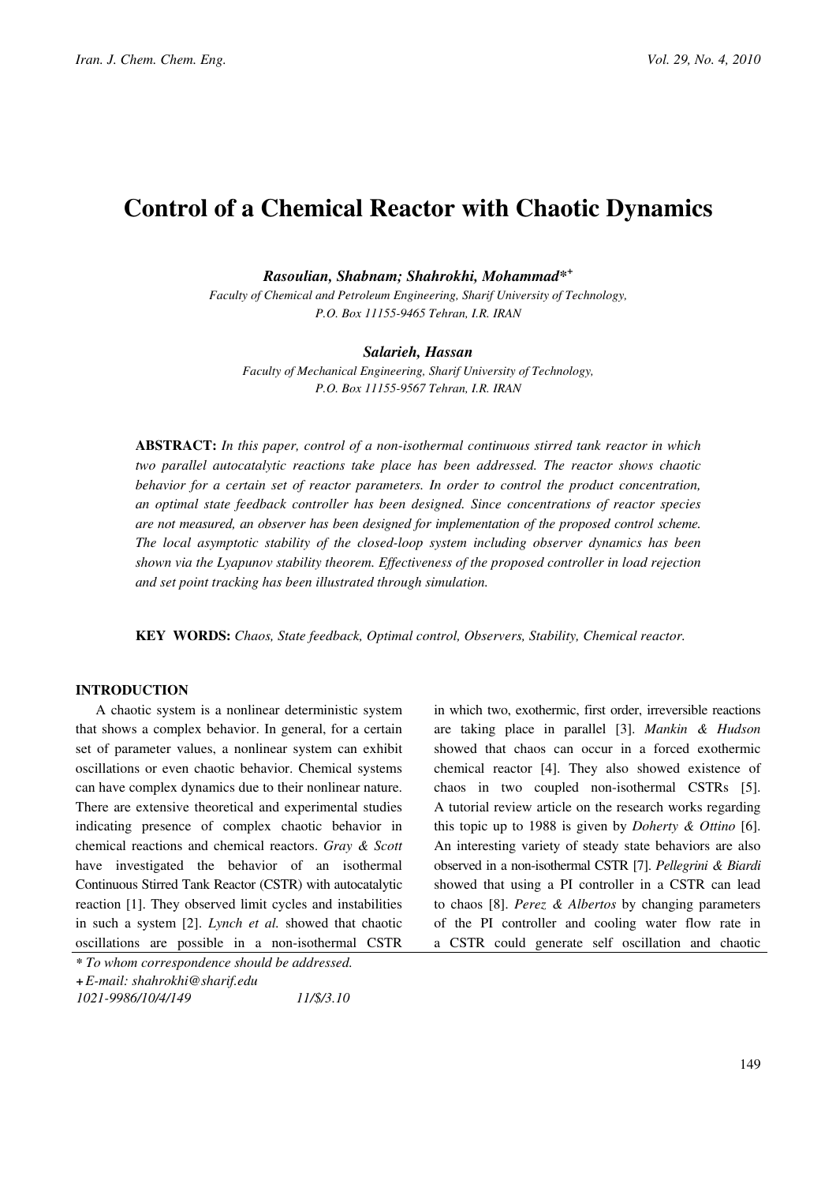# Control of a Chemical Reactor with Chaotic Dynamics

***Rasoulian, Shabnam; Shahrokhi, Mohammad*\*+***

*Faculty of Chemical and Petroleum Engineering, Sharif University of Technology, P.O. Box 11155-9465 Tehran, I.R. IRAN*

***Salarieh, Hassan***

*Faculty of Mechanical Engineering, Sharif University of Technology, P.O. Box 11155-9567 Tehran, I.R. IRAN*

**ABSTRACT:** *In this paper, control of a non-isothermal continuous stirred tank reactor in which two parallel autocatalytic reactions take place has been addressed. The reactor shows chaotic behavior for a certain set of reactor parameters. In order to control the product concentration, an optimal state feedback controller has been designed. Since concentrations of reactor species are not measured, an observer has been designed for implementation of the proposed control scheme. The local asymptotic stability of the closed-loop system including observer dynamics has been shown via the Lyapunov stability theorem. Effectiveness of the proposed controller in load rejection and set point tracking has been illustrated through simulation.*

**KEY WORDS:** *Chaos, State feedback, Optimal control, Observers, Stability, Chemical reactor.*

## INTRODUCTION

A chaotic system is a nonlinear deterministic system that shows a complex behavior. In general, for a certain set of parameter values, a nonlinear system can exhibit oscillations or even chaotic behavior. Chemical systems can have complex dynamics due to their nonlinear nature. There are extensive theoretical and experimental studies indicating presence of complex chaotic behavior in chemical reactions and chemical reactors. *Gray & Scott* have investigated the behavior of an isothermal Continuous Stirred Tank Reactor (CSTR) with autocatalytic reaction [1]. They observed limit cycles and instabilities in such a system [2]. *Lynch et al.* showed that chaotic oscillations are possible in a non-isothermal CSTR in which two, exothermic, first order, irreversible reactions are taking place in parallel [3]. *Mankin & Hudson* showed that chaos can occur in a forced exothermic chemical reactor [4]. They also showed existence of chaos in two coupled non-isothermal CSTRs [5]. A tutorial review article on the research works regarding this topic up to 1988 is given by *Doherty & Ottino* [6]. An interesting variety of steady state behaviors are also observed in a non-isothermal CSTR [7]. *Pellegrini & Biardi* showed that using a PI controller in a CSTR can lead to chaos [8]. *Perez & Albertos* by changing parameters of the PI controller and cooling water flow rate in a CSTR could generate self oscillation and chaotic

*\* To whom correspondence should be addressed.*
*+E-mail: shahrokhi@sharif.edu*
*1021-9986/10/4/149 11/$/3.10*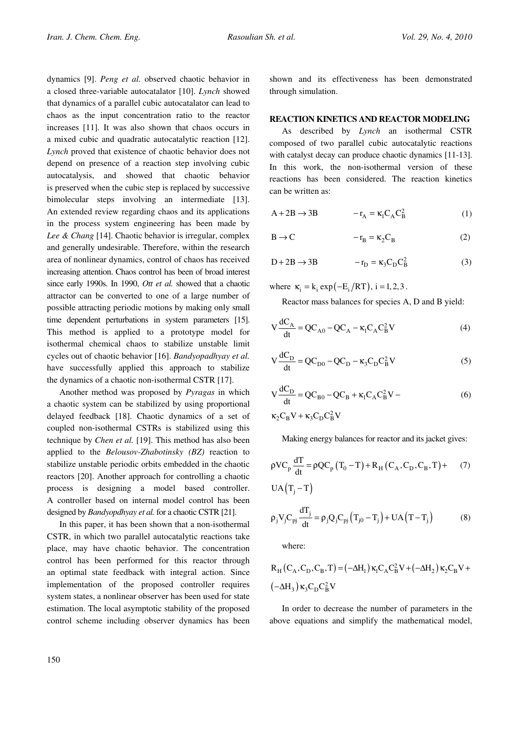dynamics [9]. *Peng et al.* observed chaotic behavior in a closed three-variable autocatalator [10]. *Lynch* showed that dynamics of a parallel cubic autocatalator can lead to chaos as the input concentration ratio to the reactor increases [11]. It was also shown that chaos occurs in a mixed cubic and quadratic autocatalytic reaction [12]. *Lynch* proved that existence of chaotic behavior does not depend on presence of a reaction step involving cubic autocatalysis, and showed that chaotic behavior is preserved when the cubic step is replaced by successive bimolecular steps involving an intermediate [13]. An extended review regarding chaos and its applications in the process system engineering has been made by *Lee & Chang* [14]. Chaotic behavior is irregular, complex and generally undesirable. Therefore, within the research area of nonlinear dynamics, control of chaos has received increasing attention. Chaos control has been of broad interest since early 1990s. In 1990, *Ott et al.* showed that a chaotic attractor can be converted to one of a large number of possible attracting periodic motions by making only small time dependent perturbations in system parameters [15]. This method is applied to a prototype model for isothermal chemical chaos to stabilize unstable limit cycles out of chaotic behavior [16]. *Bandyopadhyay et al.* have successfully applied this approach to stabilize the dynamics of a chaotic non-isothermal CSTR [17].

Another method was proposed by *Pyragas* in which a chaotic system can be stabilized by using proportional delayed feedback [18]. Chaotic dynamics of a set of coupled non-isothermal CSTRs is stabilized using this technique by *Chen et al.* [19]. This method has also been applied to the *Belousov-Zhabotinsky (BZ)* reaction to stabilize unstable periodic orbits embedded in the chaotic reactors [20]. Another approach for controlling a chaotic process is designing a model based controller. A controller based on internal model control has been designed by *Bandyopdhyay et al.* for a chaotic CSTR [21].

In this paper, it has been shown that a non-isothermal CSTR, in which two parallel autocatalytic reactions take place, may have chaotic behavior. The concentration control has been performed for this reactor through an optimal state feedback with integral action. Since implementation of the proposed controller requires system states, a nonlinear observer has been used for state estimation. The local asymptotic stability of the proposed control scheme including observer dynamics has been shown and its effectiveness has been demonstrated through simulation.

## REACTION KINETICS AND REACTOR MODELING

As described by *Lynch* an isothermal CSTR composed of two parallel cubic autocatalytic reactions with catalyst decay can produce chaotic dynamics [11-13]. In this work, the non-isothermal version of these reactions has been considered. The reaction kinetics can be written as:

$$A + 2B \rightarrow 3B \qquad -r_A = \kappa_1 C_A C_B^2 \tag{1}$$

$$B \rightarrow C \qquad -r_B = \kappa_2 C_B \tag{2}$$

$$D + 2B \rightarrow 3B \qquad -r_D = \kappa_3 C_D C_B^2 \tag{3}$$

where $\kappa_i = k_i \exp(-E_i/RT)$, $i = 1, 2, 3$.

Reactor mass balances for species A, D and B yield:

$$V\frac{dC_A}{dt} = QC_{A0} - QC_A - \kappa_1 C_A C_B^2 V \tag{4}$$

$$V\frac{dC_D}{dt} = QC_{D0} - QC_D - \kappa_3 C_D C_B^2 V \tag{5}$$

$$V\frac{dC_D}{dt} = QC_{B0} - QC_B + \kappa_1 C_A C_B^2 V - \kappa_2 C_B V + \kappa_3 C_D C_B^2 V \tag{6}$$

Making energy balances for reactor and its jacket gives:

$$\rho V C_p \frac{dT}{dt} = \rho Q C_p (T_0 - T) + R_H(C_A, C_D, C_B, T) + UA(T_j - T) \tag{7}$$

$$\rho_j V_j C_{pj} \frac{dT_j}{dt} = \rho_j Q_j C_{pj} (T_{j0} - T_j) + UA(T - T_j) \tag{8}$$

where:

$$R_H(C_A, C_D, C_B, T) = (-\Delta H_1)\kappa_1 C_A C_B^2 V + (-\Delta H_2)\kappa_2 C_B V + (-\Delta H_3)\kappa_3 C_D C_B^2 V$$

In order to decrease the number of parameters in the above equations and simplify the mathematical model,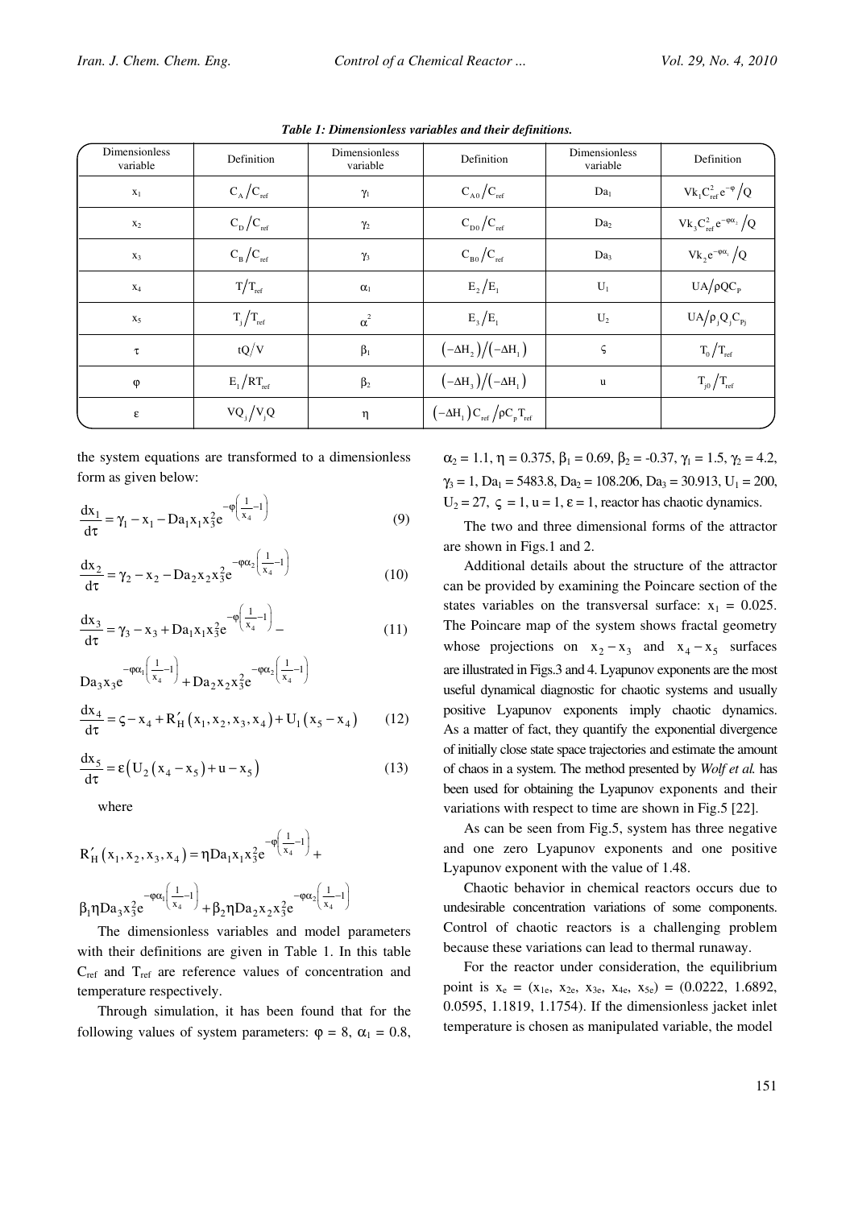*Table 1: Dimensionless variables and their definitions.*

| Dimensionless variable | Definition | Dimensionless variable | Definition | Dimensionless variable | Definition |
|---|---|---|---|---|---|
| $x_1$ | $C_A/C_{ref}$ | $\gamma_1$ | $C_{A0}/C_{ref}$ | $Da_1$ | $Vk_1C_{ref}^2e^{-\varphi}/Q$ |
| $x_2$ | $C_D/C_{ref}$ | $\gamma_2$ | $C_{D0}/C_{ref}$ | $Da_2$ | $Vk_3C_{ref}^2e^{-\varphi\alpha_2}/Q$ |
| $x_3$ | $C_B/C_{ref}$ | $\gamma_3$ | $C_{B0}/C_{ref}$ | $Da_3$ | $Vk_2e^{-\varphi\alpha_1}/Q$ |
| $x_4$ | $T/T_{ref}$ | $\alpha_1$ | $E_2/E_1$ | $U_1$ | $UA/\rho QC_P$ |
| $x_5$ | $T_j/T_{ref}$ | $\alpha^2$ | $E_3/E_1$ | $U_2$ | $UA/\rho_jQ_jC_{Pj}$ |
| $\tau$ | $tQ/V$ | $\beta_1$ | $(-\Delta H_2)/(-\Delta H_1)$ | $\varsigma$ | $T_0/T_{ref}$ |
| $\varphi$ | $E_1/RT_{ref}$ | $\beta_2$ | $(-\Delta H_3)/(-\Delta H_1)$ | u | $T_{j0}/T_{ref}$ |
| $\varepsilon$ | $VQ_j/V_jQ$ | $\eta$ | $(-\Delta H_1)C_{ref}/\rho C_pT_{ref}$ | | |

the system equations are transformed to a dimensionless form as given below:

$$\frac{dx_1}{d\tau} = \gamma_1 - x_1 - Da_1x_1x_3^2e^{-\varphi\left(\frac{1}{x_4}-1\right)} \tag{9}$$

$$\frac{dx_2}{d\tau} = \gamma_2 - x_2 - Da_2x_2x_3^2e^{-\varphi\alpha_2\left(\frac{1}{x_4}-1\right)} \tag{10}$$

$$\frac{dx_3}{d\tau} = \gamma_3 - x_3 + Da_1x_1x_3^2e^{-\varphi\left(\frac{1}{x_4}-1\right)} - Da_3x_3e^{-\varphi\alpha_1\left(\frac{1}{x_4}-1\right)} + Da_2x_2x_3^2e^{-\varphi\alpha_2\left(\frac{1}{x_4}-1\right)} \tag{11}$$

$$\frac{dx_4}{d\tau} = \varsigma - x_4 + R'_H(x_1,x_2,x_3,x_4) + U_1(x_5 - x_4) \tag{12}$$

$$\frac{dx_5}{d\tau} = \varepsilon\left(U_2(x_4 - x_5) + u - x_5\right) \tag{13}$$

where

$$R'_H(x_1,x_2,x_3,x_4) = \eta Da_1x_1x_3^2e^{-\varphi\left(\frac{1}{x_4}-1\right)} + \beta_1\eta Da_3x_3^2e^{-\varphi\alpha_1\left(\frac{1}{x_4}-1\right)} + \beta_2\eta Da_2x_2x_3^2e^{-\varphi\alpha_2\left(\frac{1}{x_4}-1\right)}$$

The dimensionless variables and model parameters with their definitions are given in Table 1. In this table $C_{ref}$ and $T_{ref}$ are reference values of concentration and temperature respectively.

Through simulation, it has been found that for the following values of system parameters: $\varphi = 8$, $\alpha_1 = 0.8$, $\alpha_2 = 1.1$, $\eta = 0.375$, $\beta_1 = 0.69$, $\beta_2 = -0.37$, $\gamma_1 = 1.5$, $\gamma_2 = 4.2$, $\gamma_3 = 1$, $Da_1 = 5483.8$, $Da_2 = 108.206$, $Da_3 = 30.913$, $U_1 = 200$, $U_2 = 27$, $\varsigma = 1$, $u = 1$, $\varepsilon = 1$, reactor has chaotic dynamics.

The two and three dimensional forms of the attractor are shown in Figs.1 and 2.

Additional details about the structure of the attractor can be provided by examining the Poincare section of the states variables on the transversal surface: $x_1 = 0.025$. The Poincare map of the system shows fractal geometry whose projections on $x_2 - x_3$ and $x_4 - x_5$ surfaces are illustrated in Figs.3 and 4. Lyapunov exponents are the most useful dynamical diagnostic for chaotic systems and usually positive Lyapunov exponents imply chaotic dynamics. As a matter of fact, they quantify the exponential divergence of initially close state space trajectories and estimate the amount of chaos in a system. The method presented by *Wolf et al.* has been used for obtaining the Lyapunov exponents and their variations with respect to time are shown in Fig.5 [22].

As can be seen from Fig.5, system has three negative and one zero Lyapunov exponents and one positive Lyapunov exponent with the value of 1.48.

Chaotic behavior in chemical reactors occurs due to undesirable concentration variations of some components. Control of chaotic reactors is a challenging problem because these variations can lead to thermal runaway.

For the reactor under consideration, the equilibrium point is $x_e = (x_{1e}, x_{2e}, x_{3e}, x_{4e}, x_{5e}) = (0.0222, 1.6892, 0.0595, 1.1819, 1.1754)$. If the dimensionless jacket inlet temperature is chosen as manipulated variable, the model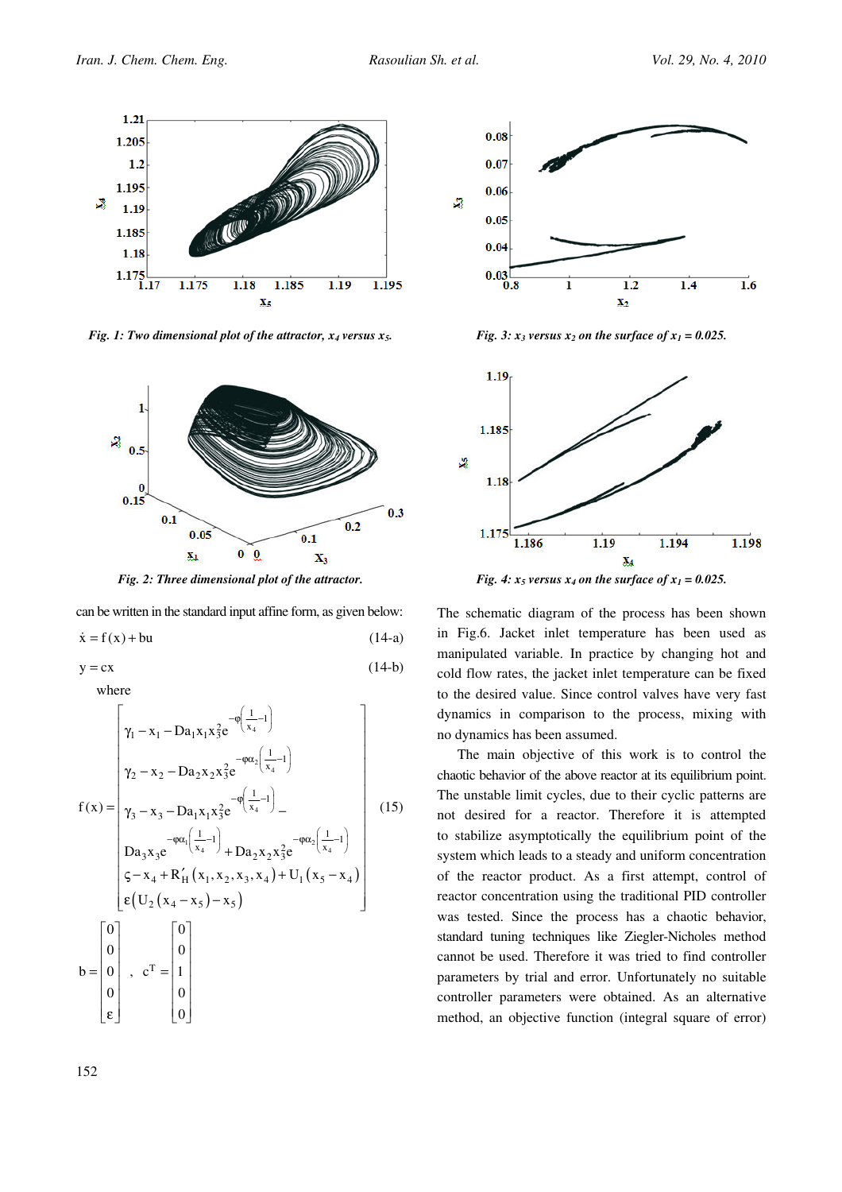Fig. 1: Two dimensional plot of the attractor, $x_4$ versus $x_5$.

Fig. 2: Three dimensional plot of the attractor.

Fig. 3: $x_3$ versus $x_2$ on the surface of $x_1 = 0.025$.

Fig. 4: $x_5$ versus $x_4$ on the surface of $x_1 = 0.025$.

can be written in the standard input affine form, as given below:

$$\dot{x} = f(x) + bu \tag{14-a}$$

$$y = cx \tag{14-b}$$

where

$$f(x) = \begin{bmatrix} \gamma_1 - x_1 - Da_1 x_1 x_3^2 e^{-\varphi\left(\frac{1}{x_4}-1\right)} \\ \gamma_2 - x_2 - Da_2 x_2 x_3^2 e^{-\varphi\alpha_2\left(\frac{1}{x_4}-1\right)} \\ \gamma_3 - x_3 - Da_1 x_1 x_3^2 e^{-\varphi\left(\frac{1}{x_4}-1\right)} - \\ Da_3 x_3 e^{-\varphi\alpha_1\left(\frac{1}{x_4}-1\right)} + Da_2 x_2 x_3^2 e^{-\varphi\alpha_2\left(\frac{1}{x_4}-1\right)} \\ \varsigma - x_4 + R'_H(x_1, x_2, x_3, x_4) + U_1(x_5 - x_4) \\ \varepsilon\left(U_2(x_4 - x_5) - x_5\right) \end{bmatrix} \tag{15}$$

$$b = \begin{bmatrix} 0 \\ 0 \\ 0 \\ 0 \\ \varepsilon \end{bmatrix}, \quad c^T = \begin{bmatrix} 0 \\ 0 \\ 1 \\ 0 \\ 0 \end{bmatrix}$$

The schematic diagram of the process has been shown in Fig.6. Jacket inlet temperature has been used as manipulated variable. In practice by changing hot and cold flow rates, the jacket inlet temperature can be fixed to the desired value. Since control valves have very fast dynamics in comparison to the process, mixing with no dynamics has been assumed.

The main objective of this work is to control the chaotic behavior of the above reactor at its equilibrium point. The unstable limit cycles, due to their cyclic patterns are not desired for a reactor. Therefore it is attempted to stabilize asymptotically the equilibrium point of the system which leads to a steady and uniform concentration of the reactor product. As a first attempt, control of reactor concentration using the traditional PID controller was tested. Since the process has a chaotic behavior, standard tuning techniques like Ziegler-Nicholes method cannot be used. Therefore it was tried to find controller parameters by trial and error. Unfortunately no suitable controller parameters were obtained. As an alternative method, an objective function (integral square of error)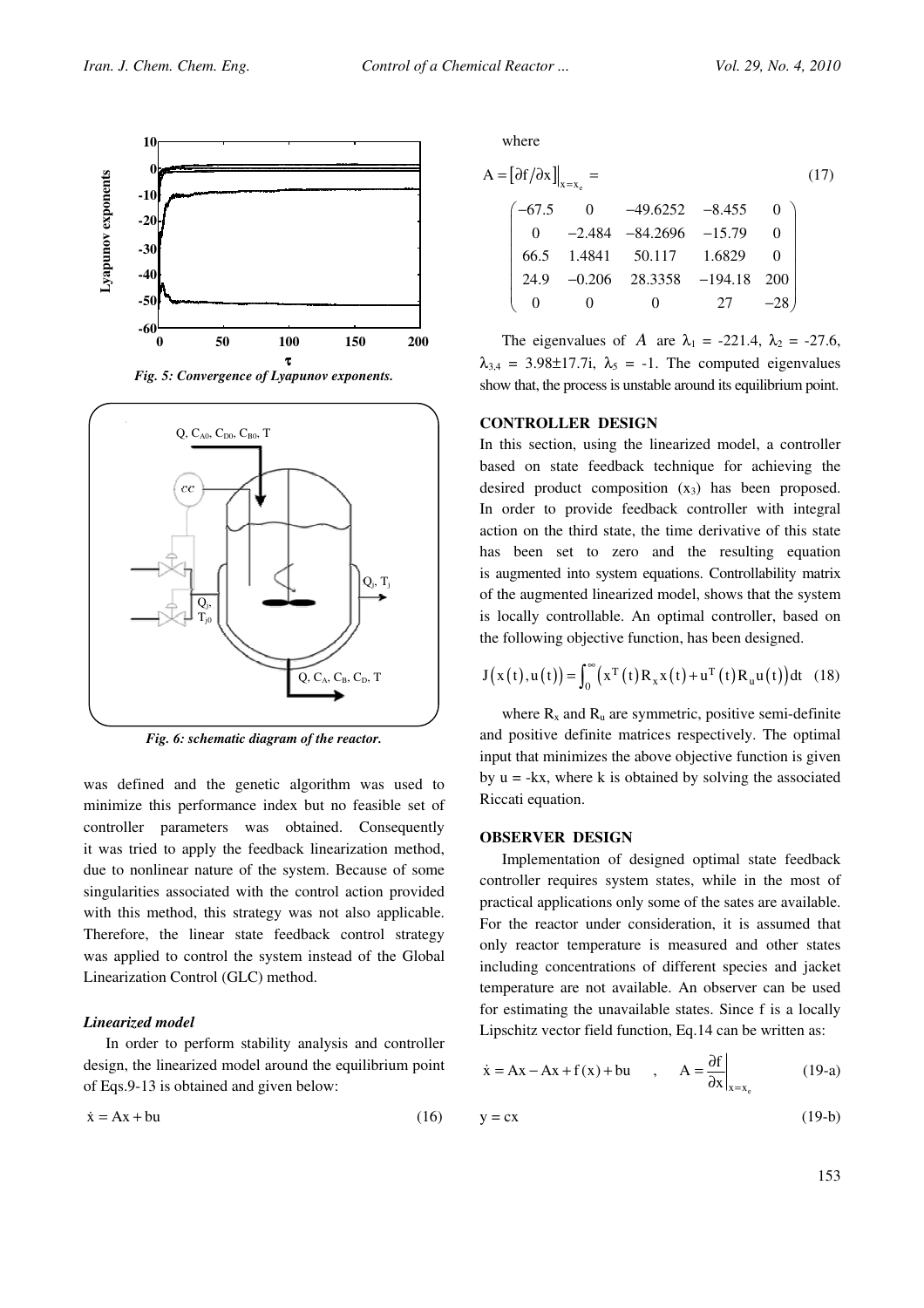Fig. 5: Convergence of Lyapunov exponents.

Fig. 6: schematic diagram of the reactor.

was defined and the genetic algorithm was used to minimize this performance index but no feasible set of controller parameters was obtained. Consequently it was tried to apply the feedback linearization method, due to nonlinear nature of the system. Because of some singularities associated with the control action provided with this method, this strategy was not also applicable. Therefore, the linear state feedback control strategy was applied to control the system instead of the Global Linearization Control (GLC) method.

### *Linearized model*

In order to perform stability analysis and controller design, the linearized model around the equilibrium point of Eqs.9-13 is obtained and given below:

$$\dot{x} = Ax + bu \tag{16}$$

where

$$A = \left[\partial f / \partial x\right]_{x=x_e} = \begin{pmatrix} -67.5 & 0 & -49.6252 & -8.455 & 0 \\ 0 & -2.484 & -84.2696 & -15.79 & 0 \\ 66.5 & 1.4841 & 50.117 & 1.6829 & 0 \\ 24.9 & -0.206 & 28.3358 & -194.18 & 200 \\ 0 & 0 & 0 & 27 & -28 \end{pmatrix} \tag{17}$$

The eigenvalues of $A$ are $\lambda_1 = -221.4$, $\lambda_2 = -27.6$, $\lambda_{3,4} = 3.98 \pm 17.7i$, $\lambda_5 = -1$. The computed eigenvalues show that, the process is unstable around its equilibrium point.

## CONTROLLER DESIGN

In this section, using the linearized model, a controller based on state feedback technique for achieving the desired product composition ($x_3$) has been proposed. In order to provide feedback controller with integral action on the third state, the time derivative of this state has been set to zero and the resulting equation is augmented into system equations. Controllability matrix of the augmented linearized model, shows that the system is locally controllable. An optimal controller, based on the following objective function, has been designed.

$$J\left(x(t), u(t)\right) = \int_0^{\infty} \left(x^T(t) R_x x(t) + u^T(t) R_u u(t)\right) dt \tag{18}$$

where $R_x$ and $R_u$ are symmetric, positive semi-definite and positive definite matrices respectively. The optimal input that minimizes the above objective function is given by $u = -kx$, where k is obtained by solving the associated Riccati equation.

## OBSERVER DESIGN

Implementation of designed optimal state feedback controller requires system states, while in the most of practical applications only some of the sates are available. For the reactor under consideration, it is assumed that only reactor temperature is measured and other states including concentrations of different species and jacket temperature are not available. An observer can be used for estimating the unavailable states. Since f is a locally Lipschitz vector field function, Eq.14 can be written as:

$$\dot{x} = Ax - Ax + f(x) + bu \quad , \quad A = \left.\frac{\partial f}{\partial x}\right|_{x=x_e} \tag{19-a}$$

$$y = cx \tag{19-b}$$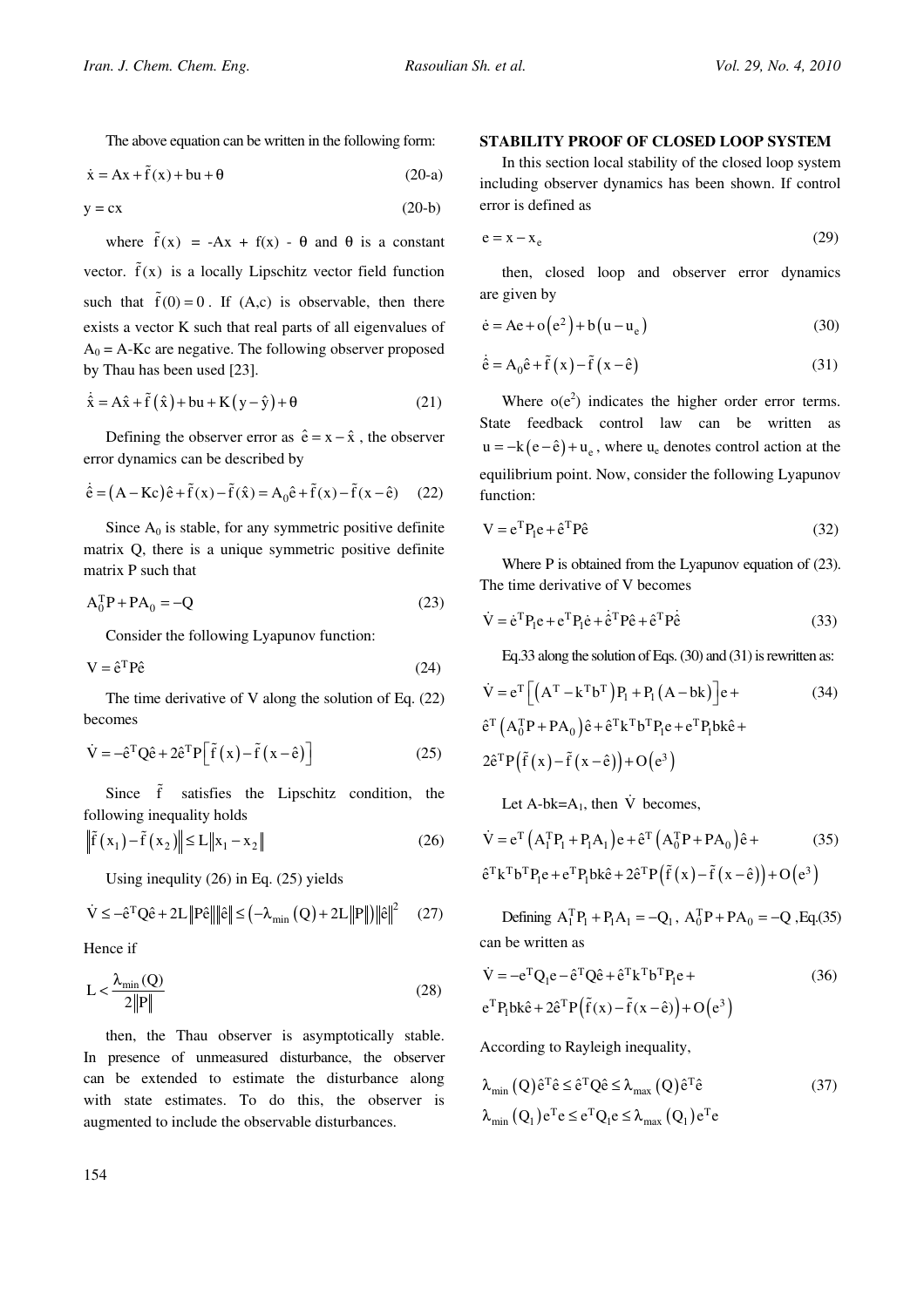The above equation can be written in the following form:

$$\dot{x} = Ax + \tilde{f}(x) + bu + \theta \tag{20-a}$$

$$y = cx \tag{20-b}$$

where $\tilde{f}(x) = -Ax + f(x) - \theta$ and $\theta$ is a constant vector. $\tilde{f}(x)$ is a locally Lipschitz vector field function such that $\tilde{f}(0) = 0$. If (A,c) is observable, then there exists a vector K such that real parts of all eigenvalues of $A_0 = A\text{-}Kc$ are negative. The following observer proposed by Thau has been used [23].

$$\dot{\hat{x}} = A\hat{x} + \tilde{f}(\hat{x}) + bu + K(y - \hat{y}) + \theta \tag{21}$$

Defining the observer error as $\hat{e} = x - \hat{x}$, the observer error dynamics can be described by

$$\dot{\hat{e}} = (A - Kc)\hat{e} + \tilde{f}(x) - \tilde{f}(\hat{x}) = A_0\hat{e} + \tilde{f}(x) - \tilde{f}(x - \hat{e}) \tag{22}$$

Since $A_0$ is stable, for any symmetric positive definite matrix Q, there is a unique symmetric positive definite matrix P such that

$$A_0^T P + PA_0 = -Q \tag{23}$$

Consider the following Lyapunov function:

$$V = \hat{e}^T P \hat{e} \tag{24}$$

The time derivative of V along the solution of Eq. (22) becomes

$$\dot{V} = -\hat{e}^T Q \hat{e} + 2\hat{e}^T P\left[\tilde{f}(x) - \tilde{f}(x - \hat{e})\right] \tag{25}$$

Since $\tilde{f}$ satisfies the Lipschitz condition, the following inequality holds

$$\left\|\tilde{f}(x_1) - \tilde{f}(x_2)\right\| \le L\left\|x_1 - x_2\right\| \tag{26}$$

Using inequlity (26) in Eq. (25) yields

$$\dot{V} \le -\hat{e}^T Q \hat{e} + 2L\left\|P\hat{e}\right\|\left\|\hat{e}\right\| \le \left(-\lambda_{\min}(Q) + 2L\left\|P\right\|\right)\left\|\hat{e}\right\|^2 \tag{27}$$

Hence if

$$L < \frac{\lambda_{\min}(Q)}{2\left\|P\right\|} \tag{28}$$

then, the Thau observer is asymptotically stable. In presence of unmeasured disturbance, the observer can be extended to estimate the disturbance along with state estimates. To do this, the observer is augmented to include the observable disturbances.

## STABILITY PROOF OF CLOSED LOOP SYSTEM

In this section local stability of the closed loop system including observer dynamics has been shown. If control error is defined as

$$e = x - x_e \tag{29}$$

then, closed loop and observer error dynamics are given by

$$\dot{e} = Ae + o\left(e^2\right) + b\left(u - u_e\right) \tag{30}$$

$$\dot{\hat{e}} = A_0\hat{e} + \tilde{f}(x) - \tilde{f}(x - \hat{e}) \tag{31}$$

Where $o(e^2)$ indicates the higher order error terms. State feedback control law can be written as $u = -k\left(e - \hat{e}\right) + u_e$, where $u_e$ denotes control action at the equilibrium point. Now, consider the following Lyapunov function:

$$V = e^T P_1 e + \hat{e}^T P \hat{e} \tag{32}$$

Where P is obtained from the Lyapunov equation of (23). The time derivative of V becomes

$$\dot{V} = \dot{e}^T P_1 e + e^T P_1 \dot{e} + \dot{\hat{e}}^T P \hat{e} + \hat{e}^T P \dot{\hat{e}} \tag{33}$$

Eq.33 along the solution of Eqs. (30) and (31) is rewritten as:

$$\begin{aligned} \dot{V} = {} & e^T\left[\left(A^T - k^T b^T\right)P_1 + P_1\left(A - bk\right)\right]e + \\ & \hat{e}^T\left(A_0^T P + PA_0\right)\hat{e} + \hat{e}^T k^T b^T P_1 e + e^T P_1 bk\hat{e} + \\ & 2\hat{e}^T P\left(\tilde{f}(x) - \tilde{f}(x - \hat{e})\right) + O\left(e^3\right) \end{aligned} \tag{34}$$

Let $A\text{-}bk = A_1$, then $\dot{V}$ becomes,

$$\begin{aligned} \dot{V} = {} & e^T\left(A_1^T P_1 + P_1 A_1\right)e + \hat{e}^T\left(A_0^T P + PA_0\right)\hat{e} + \\ & \hat{e}^T k^T b^T P_1 e + e^T P_1 bk\hat{e} + 2\hat{e}^T P\left(\tilde{f}(x) - \tilde{f}(x - \hat{e})\right) + O\left(e^3\right) \end{aligned} \tag{35}$$

Defining $A_1^T P_1 + P_1 A_1 = -Q_1$, $A_0^T P + PA_0 = -Q$, Eq.(35) can be written as

$$\begin{aligned} \dot{V} = {} & -e^T Q_1 e - \hat{e}^T Q \hat{e} + \hat{e}^T k^T b^T P_1 e + \\ & e^T P_1 bk\hat{e} + 2\hat{e}^T P\left(\tilde{f}(x) - \tilde{f}(x - \hat{e})\right) + O\left(e^3\right) \end{aligned} \tag{36}$$

According to Rayleigh inequality,

$$\begin{aligned} & \lambda_{\min}(Q)\hat{e}^T\hat{e} \le \hat{e}^T Q \hat{e} \le \lambda_{\max}(Q)\hat{e}^T\hat{e} \\ & \lambda_{\min}(Q_1)e^T e \le e^T Q_1 e \le \lambda_{\max}(Q_1)e^T e \end{aligned} \tag{37}$$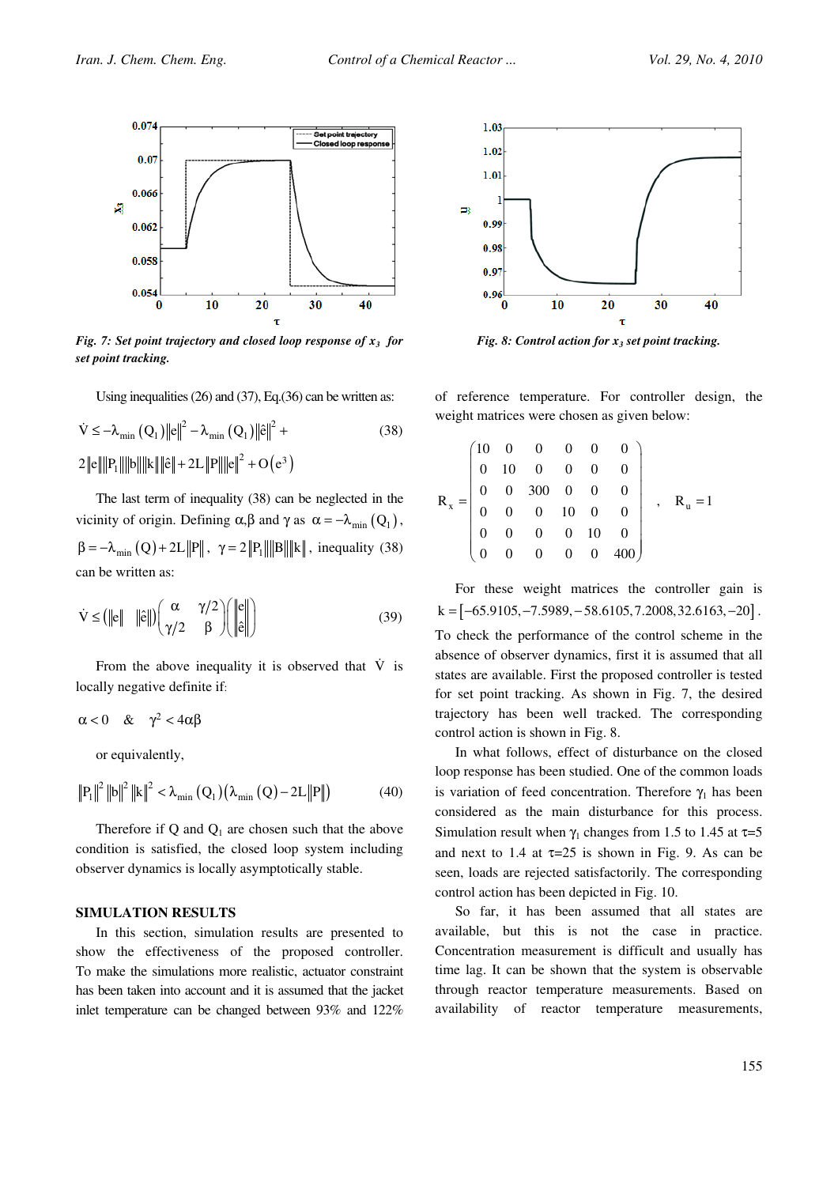Fig. 7: Set point trajectory and closed loop response of $x_3$ for set point tracking.

Fig. 8: Control action for $x_3$ set point tracking.

Using inequalities (26) and (37), Eq.(36) can be written as:

$$\dot{V} \le -\lambda_{\min}(Q_1)\|e\|^2 - \lambda_{\min}(Q_1)\|\hat{e}\|^2 + 2\|e\|\|P_1\|\|b\|\|k\|\|\hat{e}\| + 2L\|P\|\|e\|^2 + O(e^3) \tag{38}$$

The last term of inequality (38) can be neglected in the vicinity of origin. Defining $\alpha, \beta$ and $\gamma$ as $\alpha = -\lambda_{\min}(Q_1)$, $\beta = -\lambda_{\min}(Q) + 2L\|P\|$, $\gamma = 2\|P_1\|\|B\|\|k\|$, inequality (38) can be written as:

$$\dot{V} \le \begin{pmatrix}\|e\| & \|\hat{e}\|\end{pmatrix}\begin{pmatrix}\alpha & \gamma/2 \\ \gamma/2 & \beta\end{pmatrix}\begin{pmatrix}\|e\| \\ \|\hat{e}\|\end{pmatrix} \tag{39}$$

From the above inequality it is observed that $\dot{V}$ is locally negative definite if:

$$\alpha < 0 \quad \& \quad \gamma^2 < 4\alpha\beta$$

or equivalently,

$$\|P_1\|^2\|b\|^2\|k\|^2 < \lambda_{\min}(Q_1)\left(\lambda_{\min}(Q) - 2L\|P\|\right) \tag{40}$$

Therefore if Q and $Q_1$ are chosen such that the above condition is satisfied, the closed loop system including observer dynamics is locally asymptotically stable.

## SIMULATION RESULTS

In this section, simulation results are presented to show the effectiveness of the proposed controller. To make the simulations more realistic, actuator constraint has been taken into account and it is assumed that the jacket inlet temperature can be changed between 93% and 122% of reference temperature. For controller design, the weight matrices were chosen as given below:

$$R_x = \begin{pmatrix} 10 & 0 & 0 & 0 & 0 & 0 \\ 0 & 10 & 0 & 0 & 0 & 0 \\ 0 & 0 & 300 & 0 & 0 & 0 \\ 0 & 0 & 0 & 10 & 0 & 0 \\ 0 & 0 & 0 & 0 & 10 & 0 \\ 0 & 0 & 0 & 0 & 0 & 400 \end{pmatrix}, \quad R_u = 1$$

For these weight matrices the controller gain is $k = [-65.9105, -7.5989, -58.6105, 7.2008, 32.6163, -20]$.

To check the performance of the control scheme in the absence of observer dynamics, first it is assumed that all states are available. First the proposed controller is tested for set point tracking. As shown in Fig. 7, the desired trajectory has been well tracked. The corresponding control action is shown in Fig. 8.

In what follows, effect of disturbance on the closed loop response has been studied. One of the common loads is variation of feed concentration. Therefore $\gamma_1$ has been considered as the main disturbance for this process. Simulation result when $\gamma_1$ changes from 1.5 to 1.45 at $\tau$=5 and next to 1.4 at $\tau$=25 is shown in Fig. 9. As can be seen, loads are rejected satisfactorily. The corresponding control action has been depicted in Fig. 10.

So far, it has been assumed that all states are available, but this is not the case in practice. Concentration measurement is difficult and usually has time lag. It can be shown that the system is observable through reactor temperature measurements. Based on availability of reactor temperature measurements,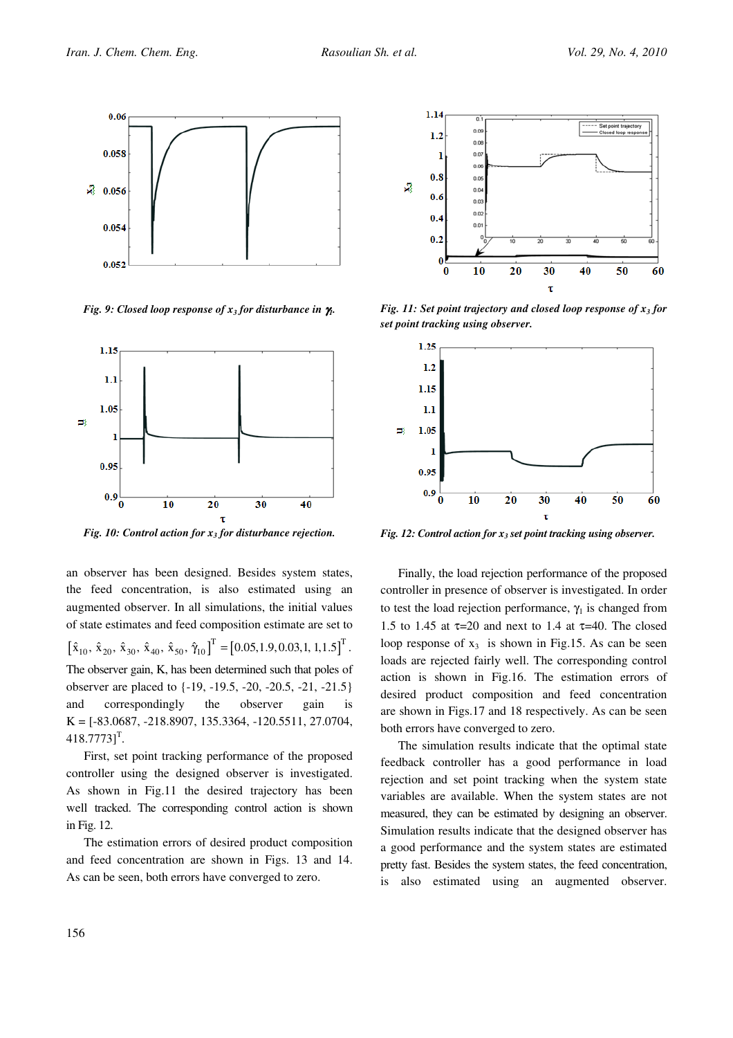Fig. 9: Closed loop response of $x_3$ for disturbance in $\gamma_l$.

Fig. 10: Control action for $x_3$ for disturbance rejection.

Fig. 11: Set point trajectory and closed loop response of $x_3$ for set point tracking using observer.

Fig. 12: Control action for $x_3$ set point tracking using observer.

an observer has been designed. Besides system states, the feed concentration, is also estimated using an augmented observer. In all simulations, the initial values of state estimates and feed composition estimate are set to $\left[\hat{x}_{10}, \hat{x}_{20}, \hat{x}_{30}, \hat{x}_{40}, \hat{x}_{50}, \hat{\gamma}_{10}\right]^T = \left[0.05, 1.9, 0.03, 1, 1, 1.5\right]^T$. The observer gain, K, has been determined such that poles of observer are placed to {-19, -19.5, -20, -20.5, -21, -21.5} and correspondingly the observer gain is K = [-83.0687, -218.8907, 135.3364, -120.5511, 27.0704, 418.7773]$^T$.

First, set point tracking performance of the proposed controller using the designed observer is investigated. As shown in Fig.11 the desired trajectory has been well tracked. The corresponding control action is shown in Fig. 12.

The estimation errors of desired product composition and feed concentration are shown in Figs. 13 and 14. As can be seen, both errors have converged to zero.

Finally, the load rejection performance of the proposed controller in presence of observer is investigated. In order to test the load rejection performance, $\gamma_1$ is changed from 1.5 to 1.45 at $\tau$=20 and next to 1.4 at $\tau$=40. The closed loop response of $x_3$ is shown in Fig.15. As can be seen loads are rejected fairly well. The corresponding control action is shown in Fig.16. The estimation errors of desired product composition and feed concentration are shown in Figs.17 and 18 respectively. As can be seen both errors have converged to zero.

The simulation results indicate that the optimal state feedback controller has a good performance in load rejection and set point tracking when the system state variables are available. When the system states are not measured, they can be estimated by designing an observer. Simulation results indicate that the designed observer has a good performance and the system states are estimated pretty fast. Besides the system states, the feed concentration, is also estimated using an augmented observer.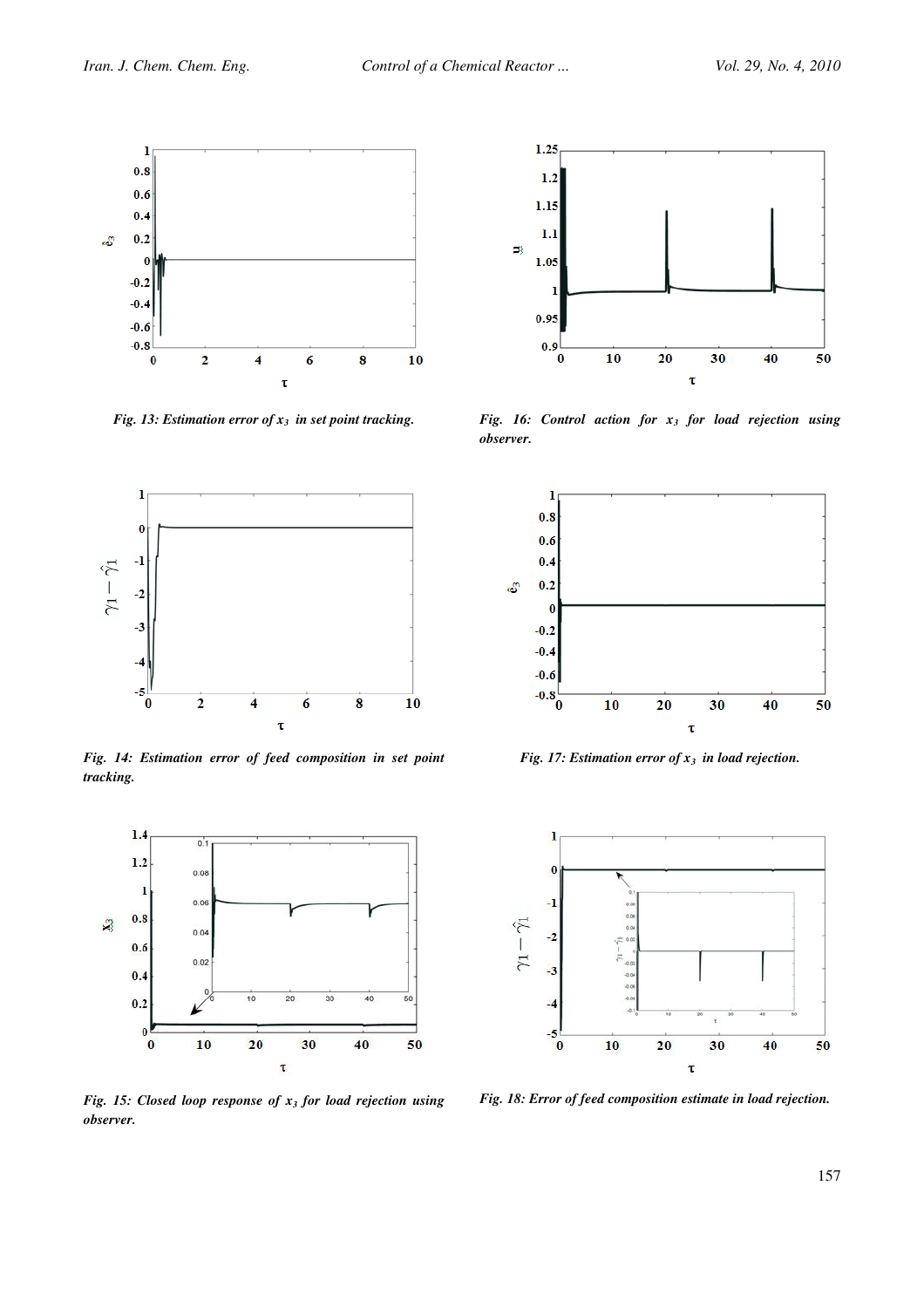*Fig. 13: Estimation error of $x_3$ in set point tracking.*

*Fig. 14: Estimation error of feed composition in set point tracking.*

*Fig. 15: Closed loop response of $x_3$ for load rejection using observer.*

*Fig. 16: Control action for $x_3$ for load rejection using observer.*

*Fig. 17: Estimation error of $x_3$ in load rejection.*

*Fig. 18: Error of feed composition estimate in load rejection.*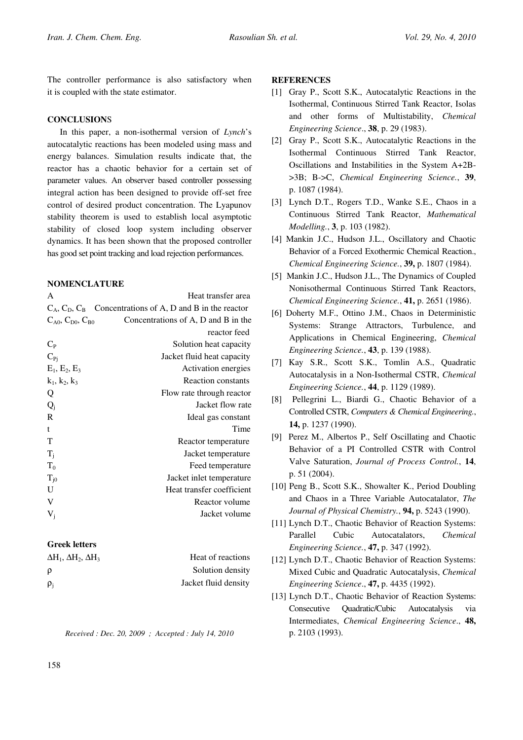The controller performance is also satisfactory when it is coupled with the state estimator.

## CONCLUSIONS

In this paper, a non-isothermal version of *Lynch*'s autocatalytic reactions has been modeled using mass and energy balances. Simulation results indicate that, the reactor has a chaotic behavior for a certain set of parameter values. An observer based controller possessing integral action has been designed to provide off-set free control of desired product concentration. The Lyapunov stability theorem is used to establish local asymptotic stability of closed loop system including observer dynamics. It has been shown that the proposed controller has good set point tracking and load rejection performances.

## NOMENCLATURE

| | |
|---|---|
| $A$ | Heat transfer area |
| $C_A$, $C_D$, $C_B$ | Concentrations of A, D and B in the reactor |
| $C_{A0}$, $C_{D0}$, $C_{B0}$ | Concentrations of A, D and B in the reactor feed |
| $C_P$ | Solution heat capacity |
| $C_{Pj}$ | Jacket fluid heat capacity |
| $E_1$, $E_2$, $E_3$ | Activation energies |
| $k_1$, $k_2$, $k_3$ | Reaction constants |
| $Q$ | Flow rate through reactor |
| $Q_j$ | Jacket flow rate |
| $R$ | Ideal gas constant |
| $t$ | Time |
| $T$ | Reactor temperature |
| $T_j$ | Jacket temperature |
| $T_0$ | Feed temperature |
| $T_{j0}$ | Jacket inlet temperature |
| $U$ | Heat transfer coefficient |
| $V$ | Reactor volume |
| $V_j$ | Jacket volume |

### Greek letters

| | |
|---|---|
| $\Delta H_1$, $\Delta H_2$, $\Delta H_3$ | Heat of reactions |
| $\rho$ | Solution density |
| $\rho_j$ | Jacket fluid density |

*Received : Dec. 20, 2009 ; Accepted : July 14, 2010*

## REFERENCES

[1] Gray P., Scott S.K., Autocatalytic Reactions in the Isothermal, Continuous Stirred Tank Reactor, Isolas and other forms of Multistability, *Chemical Engineering Science*., **38**, p. 29 (1983).

[2] Gray P., Scott S.K., Autocatalytic Reactions in the Isothermal Continuous Stirred Tank Reactor, Oscillations and Instabilities in the System A+2B->3B; B->C, *Chemical Engineering Science.*, **39**, p. 1087 (1984).

[3] Lynch D.T., Rogers T.D., Wanke S.E., Chaos in a Continuous Stirred Tank Reactor, *Mathematical Modelling.*, **3**, p. 103 (1982).

[4] Mankin J.C., Hudson J.L., Oscillatory and Chaotic Behavior of a Forced Exothermic Chemical Reaction., *Chemical Engineering Science.*, **39,** p. 1807 (1984).

[5] Mankin J.C., Hudson J.L., The Dynamics of Coupled Nonisothermal Continuous Stirred Tank Reactors, *Chemical Engineering Science.*, **41,** p. 2651 (1986).

[6] Doherty M.F., Ottino J.M., Chaos in Deterministic Systems: Strange Attractors, Turbulence, and Applications in Chemical Engineering, *Chemical Engineering Science.*, **43**, p. 139 (1988).

[7] Kay S.R., Scott S.K., Tomlin A.S., Quadratic Autocatalysis in a Non-Isothermal CSTR, *Chemical Engineering Science.*, **44**, p. 1129 (1989).

[8] Pellegrini L., Biardi G., Chaotic Behavior of a Controlled CSTR, *Computers & Chemical Engineering.*, **14,** p. 1237 (1990).

[9] Perez M., Albertos P., Self Oscillating and Chaotic Behavior of a PI Controlled CSTR with Control Valve Saturation, *Journal of Process Control.*, **14**, p. 51 (2004).

[10] Peng B., Scott S.K., Showalter K., Period Doubling and Chaos in a Three Variable Autocatalator, *The Journal of Physical Chemistry.*, **94,** p. 5243 (1990).

[11] Lynch D.T., Chaotic Behavior of Reaction Systems: Parallel Cubic Autocatalators, *Chemical Engineering Science.*, **47,** p. 347 (1992).

[12] Lynch D.T., Chaotic Behavior of Reaction Systems: Mixed Cubic and Quadratic Autocatalysis, *Chemical Engineering Science*., **47,** p. 4435 (1992).

[13] Lynch D.T., Chaotic Behavior of Reaction Systems: Consecutive Quadratic/Cubic Autocatalysis via Intermediates, *Chemical Engineering Science*., **48,** p. 2103 (1993).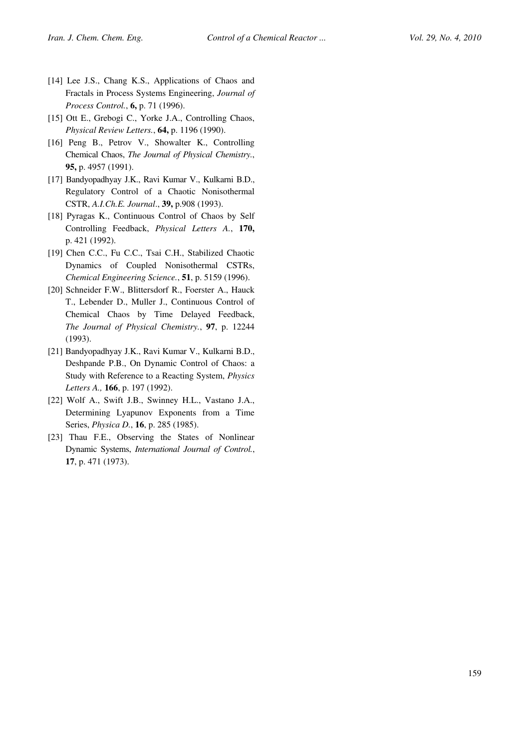[14] Lee J.S., Chang K.S., Applications of Chaos and Fractals in Process Systems Engineering, *Journal of Process Control.*, **6,** p. 71 (1996).

[15] Ott E., Grebogi C., Yorke J.A., Controlling Chaos, *Physical Review Letters.*, **64,** p. 1196 (1990).

[16] Peng B., Petrov V., Showalter K., Controlling Chemical Chaos, *The Journal of Physical Chemistry.*, **95,** p. 4957 (1991).

[17] Bandyopadhyay J.K., Ravi Kumar V., Kulkarni B.D., Regulatory Control of a Chaotic Nonisothermal CSTR, *A.I.Ch.E. Journal*., **39,** p.908 (1993).

[18] Pyragas K., Continuous Control of Chaos by Self Controlling Feedback, *Physical Letters A.*, **170,** p. 421 (1992).

[19] Chen C.C., Fu C.C., Tsai C.H., Stabilized Chaotic Dynamics of Coupled Nonisothermal CSTRs, *Chemical Engineering Science.*, **51**, p. 5159 (1996).

[20] Schneider F.W., Blittersdorf R., Foerster A., Hauck T., Lebender D., Muller J., Continuous Control of Chemical Chaos by Time Delayed Feedback, *The Journal of Physical Chemistry.*, **97**, p. 12244 (1993).

[21] Bandyopadhyay J.K., Ravi Kumar V., Kulkarni B.D., Deshpande P.B., On Dynamic Control of Chaos: a Study with Reference to a Reacting System, *Physics Letters A.,* **166**, p. 197 (1992).

[22] Wolf A., Swift J.B., Swinney H.L., Vastano J.A., Determining Lyapunov Exponents from a Time Series, *Physica D.*, **16**, p. 285 (1985).

[23] Thau F.E., Observing the States of Nonlinear Dynamic Systems, *International Journal of Control.*, **17**, p. 471 (1973).